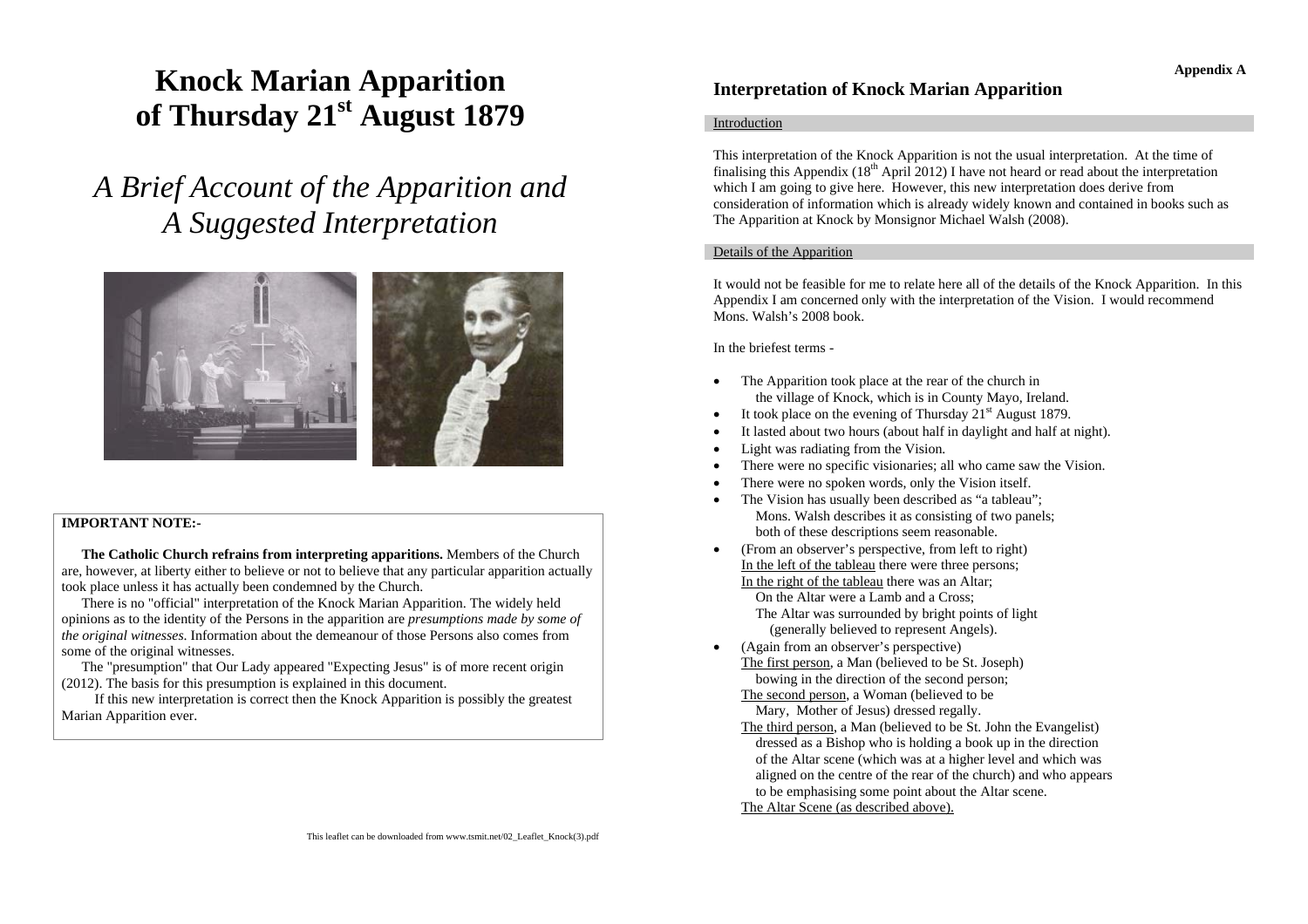# Knock Marian Apparition of Thursday 21st August 1879

## *A Brief Account of the Apparition and A Suggested Interpretation*

**IMPORTANT NOTE:-**

**The Catholic Church refrains from interpreting apparitions.** Members of the Church are, however, at liberty either to believe or not to believe that any particular apparition actually took place unless it has actually been condemned by the Church.

There is no "official" interpretation of the Knock Marian Apparition. The widely held opinions as to the identity of the Persons in the apparition are *presumptions made by some of the original witnesses*. Information about the demeanour of those Persons also comes from some of the original witnesses.

The "presumption" that Our Lady appeared "Expecting Jesus" is of more recent origin (2012). The basis for this presumption is explained in this document.

If this new interpretation is correct then the Knock Apparition is possibly the greatest Marian Apparition ever.

This leaflet can be downloaded from www.tsmit.net/02_Leaflet_Knock(3).pdf

**Appendix A**

## Interpretation of Knock Marian Apparition

### Introduction

This interpretation of the Knock Apparition is not the usual interpretation. At the time of finalising this Appendix (18th April 2012) I have not heard or read about the interpretation which I am going to give here. However, this new interpretation does derive from consideration of information which is already widely known and contained in books such as The Apparition at Knock by Monsignor Michael Walsh (2008).

### Details of the Apparition

It would not be feasible for me to relate here all of the details of the Knock Apparition. In this Appendix I am concerned only with the interpretation of the Vision. I would recommend Mons. Walsh's 2008 book.

In the briefest terms -

- The Apparition took place at the rear of the church in the village of Knock, which is in County Mayo, Ireland.
- It took place on the evening of Thursday 21st August 1879.
- It lasted about two hours (about half in daylight and half at night).
- Light was radiating from the Vision.
- There were no specific visionaries; all who came saw the Vision.
- There were no spoken words, only the Vision itself.
- The Vision has usually been described as "a tableau"; Mons. Walsh describes it as consisting of two panels; both of these descriptions seem reasonable.
- (From an observer's perspective, from left to right)
  In the left of the tableau there were three persons;
  In the right of the tableau there was an Altar;
  On the Altar were a Lamb and a Cross;
  The Altar was surrounded by bright points of light (generally believed to represent Angels).
- (Again from an observer's perspective)
  The first person, a Man (believed to be St. Joseph) bowing in the direction of the second person;
  The second person, a Woman (believed to be Mary, Mother of Jesus) dressed regally.
  The third person, a Man (believed to be St. John the Evangelist) dressed as a Bishop who is holding a book up in the direction of the Altar scene (which was at a higher level and which was aligned on the centre of the rear of the church) and who appears to be emphasising some point about the Altar scene.
  The Altar Scene (as described above).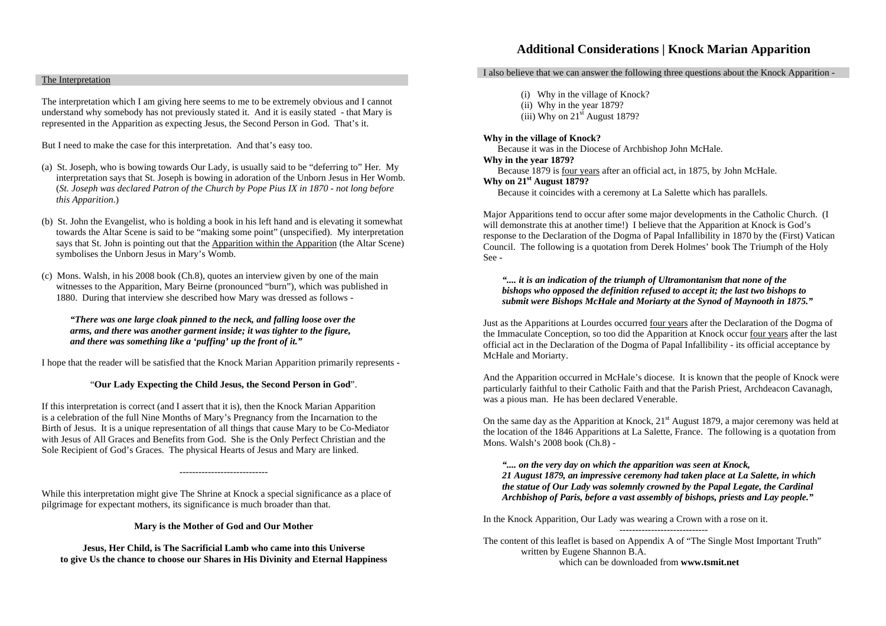## The Interpretation

The interpretation which I am giving here seems to me to be extremely obvious and I cannot understand why somebody has not previously stated it. And it is easily stated - that Mary is represented in the Apparition as expecting Jesus, the Second Person in God. That's it.

But I need to make the case for this interpretation. And that's easy too.

(a) St. Joseph, who is bowing towards Our Lady, is usually said to be "deferring to" Her. My interpretation says that St. Joseph is bowing in adoration of the Unborn Jesus in Her Womb. (*St. Joseph was declared Patron of the Church by Pope Pius IX in 1870 - not long before this Apparition*.)

(b) St. John the Evangelist, who is holding a book in his left hand and is elevating it somewhat towards the Altar Scene is said to be "making some point" (unspecified). My interpretation says that St. John is pointing out that the Apparition within the Apparition (the Altar Scene) symbolises the Unborn Jesus in Mary's Womb.

(c) Mons. Walsh, in his 2008 book (Ch.8), quotes an interview given by one of the main witnesses to the Apparition, Mary Beirne (pronounced "burn"), which was published in 1880. During that interview she described how Mary was dressed as follows -

> ***"There was one large cloak pinned to the neck, and falling loose over the arms, and there was another garment inside; it was tighter to the figure, and there was something like a 'puffing' up the front of it."***

I hope that the reader will be satisfied that the Knock Marian Apparition primarily represents -

"**Our Lady Expecting the Child Jesus, the Second Person in God**".

If this interpretation is correct (and I assert that it is), then the Knock Marian Apparition is a celebration of the full Nine Months of Mary's Pregnancy from the Incarnation to the Birth of Jesus. It is a unique representation of all things that cause Mary to be Co-Mediator with Jesus of All Graces and Benefits from God. She is the Only Perfect Christian and the Sole Recipient of God's Graces. The physical Hearts of Jesus and Mary are linked.

----------------------------

While this interpretation might give The Shrine at Knock a special significance as a place of pilgrimage for expectant mothers, its significance is much broader than that.

**Mary is the Mother of God and Our Mother**

**Jesus, Her Child, is The Sacrificial Lamb who came into this Universe to give Us the chance to choose our Shares in His Divinity and Eternal Happiness**

# Additional Considerations | Knock Marian Apparition

I also believe that we can answer the following three questions about the Knock Apparition -

(i) Why in the village of Knock?
(ii) Why in the year 1879?
(iii) Why on 21st August 1879?

**Why in the village of Knock?**
Because it was in the Diocese of Archbishop John McHale.

**Why in the year 1879?**
Because 1879 is four years after an official act, in 1875, by John McHale.

**Why on 21st August 1879?**
Because it coincides with a ceremony at La Salette which has parallels.

Major Apparitions tend to occur after some major developments in the Catholic Church. (I will demonstrate this at another time!) I believe that the Apparition at Knock is God's response to the Declaration of the Dogma of Papal Infallibility in 1870 by the (First) Vatican Council. The following is a quotation from Derek Holmes' book The Triumph of the Holy See -

> ***".... it is an indication of the triumph of Ultramontanism that none of the bishops who opposed the definition refused to accept it; the last two bishops to submit were Bishops McHale and Moriarty at the Synod of Maynooth in 1875."***

Just as the Apparitions at Lourdes occurred four years after the Declaration of the Dogma of the Immaculate Conception, so too did the Apparition at Knock occur four years after the last official act in the Declaration of the Dogma of Papal Infallibility - its official acceptance by McHale and Moriarty.

And the Apparition occurred in McHale's diocese. It is known that the people of Knock were particularly faithful to their Catholic Faith and that the Parish Priest, Archdeacon Cavanagh, was a pious man. He has been declared Venerable.

On the same day as the Apparition at Knock, 21st August 1879, a major ceremony was held at the location of the 1846 Apparitions at La Salette, France. The following is a quotation from Mons. Walsh's 2008 book (Ch.8) -

> ***".... on the very day on which the apparition was seen at Knock, 21 August 1879, an impressive ceremony had taken place at La Salette, in which the statue of Our Lady was solemnly crowned by the Papal Legate, the Cardinal Archbishop of Paris, before a vast assembly of bishops, priests and Lay people."***

In the Knock Apparition, Our Lady was wearing a Crown with a rose on it.

----------------------------

The content of this leaflet is based on Appendix A of "The Single Most Important Truth" written by Eugene Shannon B.A. which can be downloaded from **www.tsmit.net**